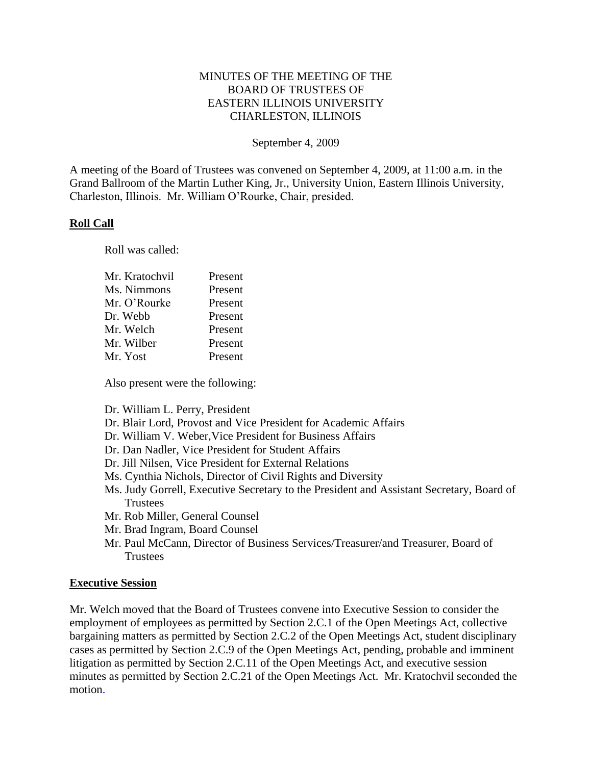# MINUTES OF THE MEETING OF THE BOARD OF TRUSTEES OF EASTERN ILLINOIS UNIVERSITY CHARLESTON, ILLINOIS

September 4, 2009

A meeting of the Board of Trustees was convened on September 4, 2009, at 11:00 a.m. in the Grand Ballroom of the Martin Luther King, Jr., University Union, Eastern Illinois University, Charleston, Illinois. Mr. William O'Rourke, Chair, presided.

## Roll Call

Roll was called:

| | |
|---|---|
| Mr. Kratochvil | Present |
| Ms. Nimmons | Present |
| Mr. O'Rourke | Present |
| Dr. Webb | Present |
| Mr. Welch | Present |
| Mr. Wilber | Present |
| Mr. Yost | Present |

Also present were the following:

- Dr. William L. Perry, President
- Dr. Blair Lord, Provost and Vice President for Academic Affairs
- Dr. William V. Weber,Vice President for Business Affairs
- Dr. Dan Nadler, Vice President for Student Affairs
- Dr. Jill Nilsen, Vice President for External Relations
- Ms. Cynthia Nichols, Director of Civil Rights and Diversity
- Ms. Judy Gorrell, Executive Secretary to the President and Assistant Secretary, Board of Trustees
- Mr. Rob Miller, General Counsel
- Mr. Brad Ingram, Board Counsel
- Mr. Paul McCann, Director of Business Services/Treasurer/and Treasurer, Board of Trustees

## Executive Session

Mr. Welch moved that the Board of Trustees convene into Executive Session to consider the employment of employees as permitted by Section 2.C.1 of the Open Meetings Act, collective bargaining matters as permitted by Section 2.C.2 of the Open Meetings Act, student disciplinary cases as permitted by Section 2.C.9 of the Open Meetings Act, pending, probable and imminent litigation as permitted by Section 2.C.11 of the Open Meetings Act, and executive session minutes as permitted by Section 2.C.21 of the Open Meetings Act. Mr. Kratochvil seconded the motion.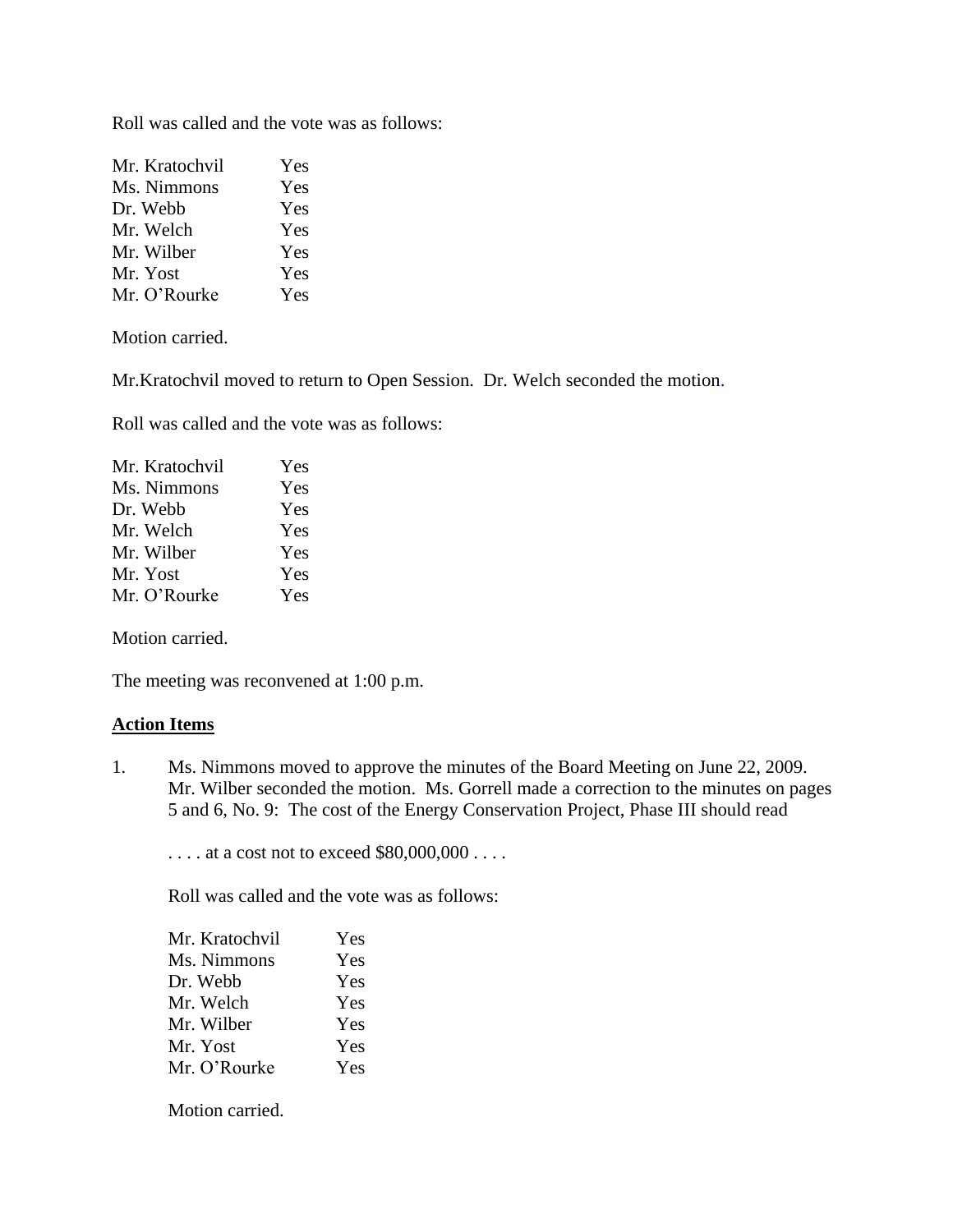Roll was called and the vote was as follows:

| | |
|---|---|
| Mr. Kratochvil | Yes |
| Ms. Nimmons | Yes |
| Dr. Webb | Yes |
| Mr. Welch | Yes |
| Mr. Wilber | Yes |
| Mr. Yost | Yes |
| Mr. O'Rourke | Yes |

Motion carried.

Mr.Kratochvil moved to return to Open Session. Dr. Welch seconded the motion.

Roll was called and the vote was as follows:

| | |
|---|---|
| Mr. Kratochvil | Yes |
| Ms. Nimmons | Yes |
| Dr. Webb | Yes |
| Mr. Welch | Yes |
| Mr. Wilber | Yes |
| Mr. Yost | Yes |
| Mr. O'Rourke | Yes |

Motion carried.

The meeting was reconvened at 1:00 p.m.

**Action Items**

1. Ms. Nimmons moved to approve the minutes of the Board Meeting on June 22, 2009. Mr. Wilber seconded the motion. Ms. Gorrell made a correction to the minutes on pages 5 and 6, No. 9: The cost of the Energy Conservation Project, Phase III should read

   . . . . at a cost not to exceed $80,000,000 . . . .

   Roll was called and the vote was as follows:

   | | |
   |---|---|
   | Mr. Kratochvil | Yes |
   | Ms. Nimmons | Yes |
   | Dr. Webb | Yes |
   | Mr. Welch | Yes |
   | Mr. Wilber | Yes |
   | Mr. Yost | Yes |
   | Mr. O'Rourke | Yes |

   Motion carried.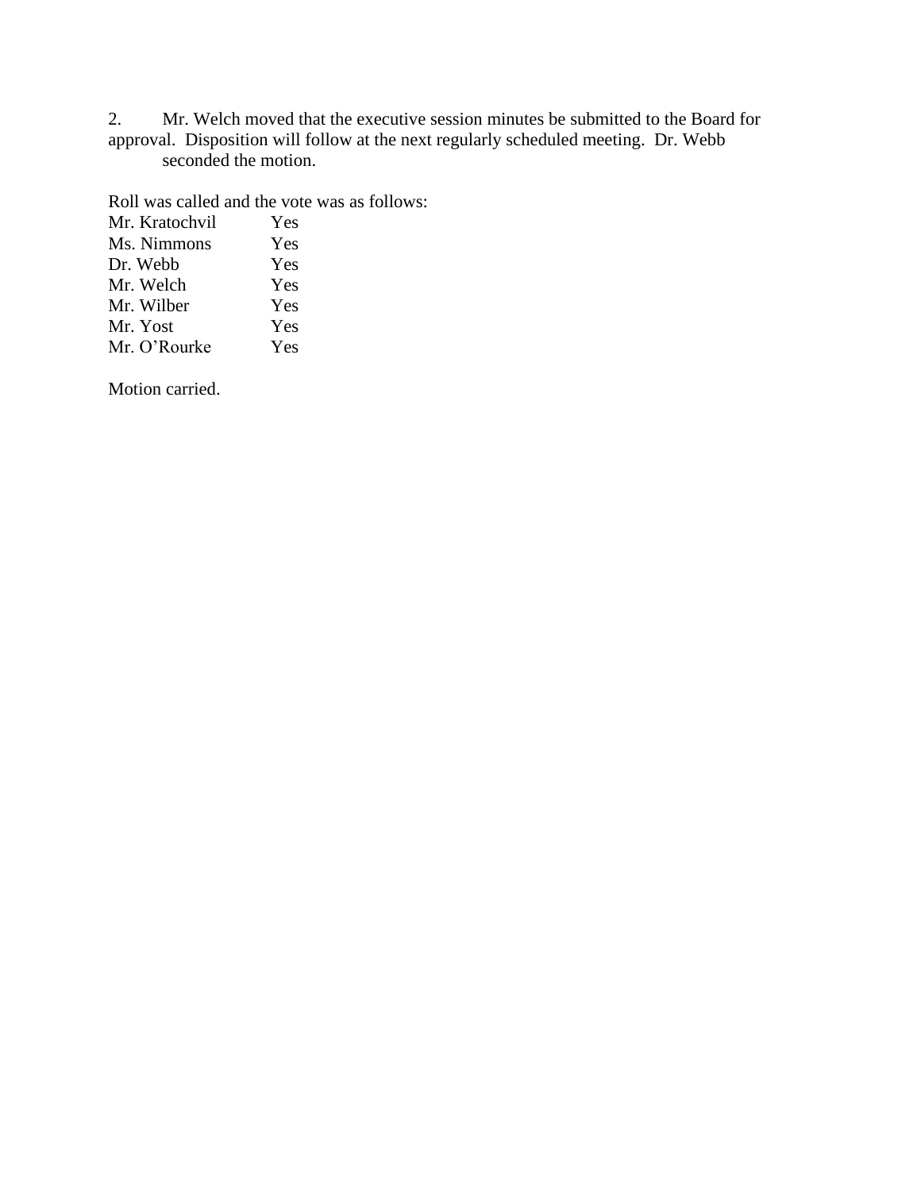2. Mr. Welch moved that the executive session minutes be submitted to the Board for approval. Disposition will follow at the next regularly scheduled meeting. Dr. Webb seconded the motion.

Roll was called and the vote was as follows:

| | |
|---|---|
| Mr. Kratochvil | Yes |
| Ms. Nimmons | Yes |
| Dr. Webb | Yes |
| Mr. Welch | Yes |
| Mr. Wilber | Yes |
| Mr. Yost | Yes |
| Mr. O'Rourke | Yes |

Motion carried.